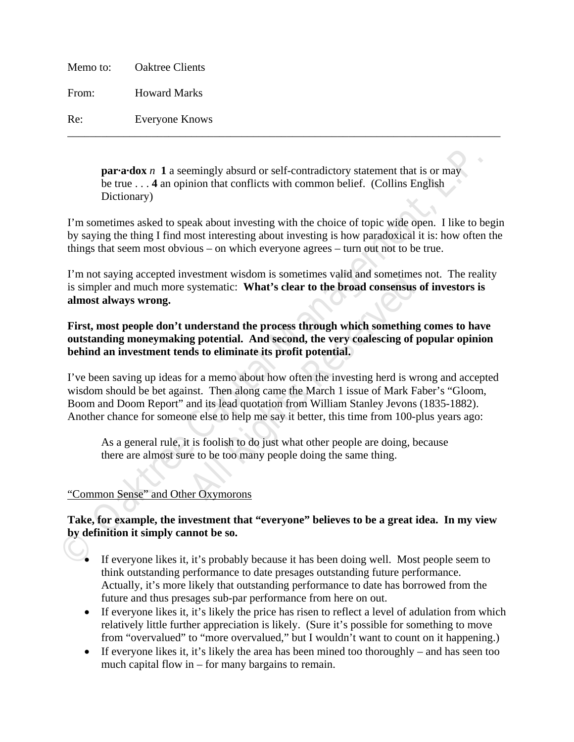Memo to: Oaktree Clients

From: Howard Marks

Re: Everyone Knows

---

> **par·a·dox** *n* **1** a seemingly absurd or self-contradictory statement that is or may be true . . . **4** an opinion that conflicts with common belief. (Collins English Dictionary)

I'm sometimes asked to speak about investing with the choice of topic wide open. I like to begin by saying the thing I find most interesting about investing is how paradoxical it is: how often the things that seem most obvious – on which everyone agrees – turn out not to be true.

I'm not saying accepted investment wisdom is sometimes valid and sometimes not. The reality is simpler and much more systematic: **What's clear to the broad consensus of investors is almost always wrong.**

**First, most people don't understand the process through which something comes to have outstanding moneymaking potential. And second, the very coalescing of popular opinion behind an investment tends to eliminate its profit potential.**

I've been saving up ideas for a memo about how often the investing herd is wrong and accepted wisdom should be bet against. Then along came the March 1 issue of Mark Faber's "Gloom, Boom and Doom Report" and its lead quotation from William Stanley Jevons (1835-1882). Another chance for someone else to help me say it better, this time from 100-plus years ago:

> As a general rule, it is foolish to do just what other people are doing, because there are almost sure to be too many people doing the same thing.

## "Common Sense" and Other Oxymorons

**Take, for example, the investment that "everyone" believes to be a great idea. In my view by definition it simply cannot be so.**

- If everyone likes it, it's probably because it has been doing well. Most people seem to think outstanding performance to date presages outstanding future performance. Actually, it's more likely that outstanding performance to date has borrowed from the future and thus presages sub-par performance from here on out.
- If everyone likes it, it's likely the price has risen to reflect a level of adulation from which relatively little further appreciation is likely. (Sure it's possible for something to move from "overvalued" to "more overvalued," but I wouldn't want to count on it happening.)
- If everyone likes it, it's likely the area has been mined too thoroughly – and has seen too much capital flow in – for many bargains to remain.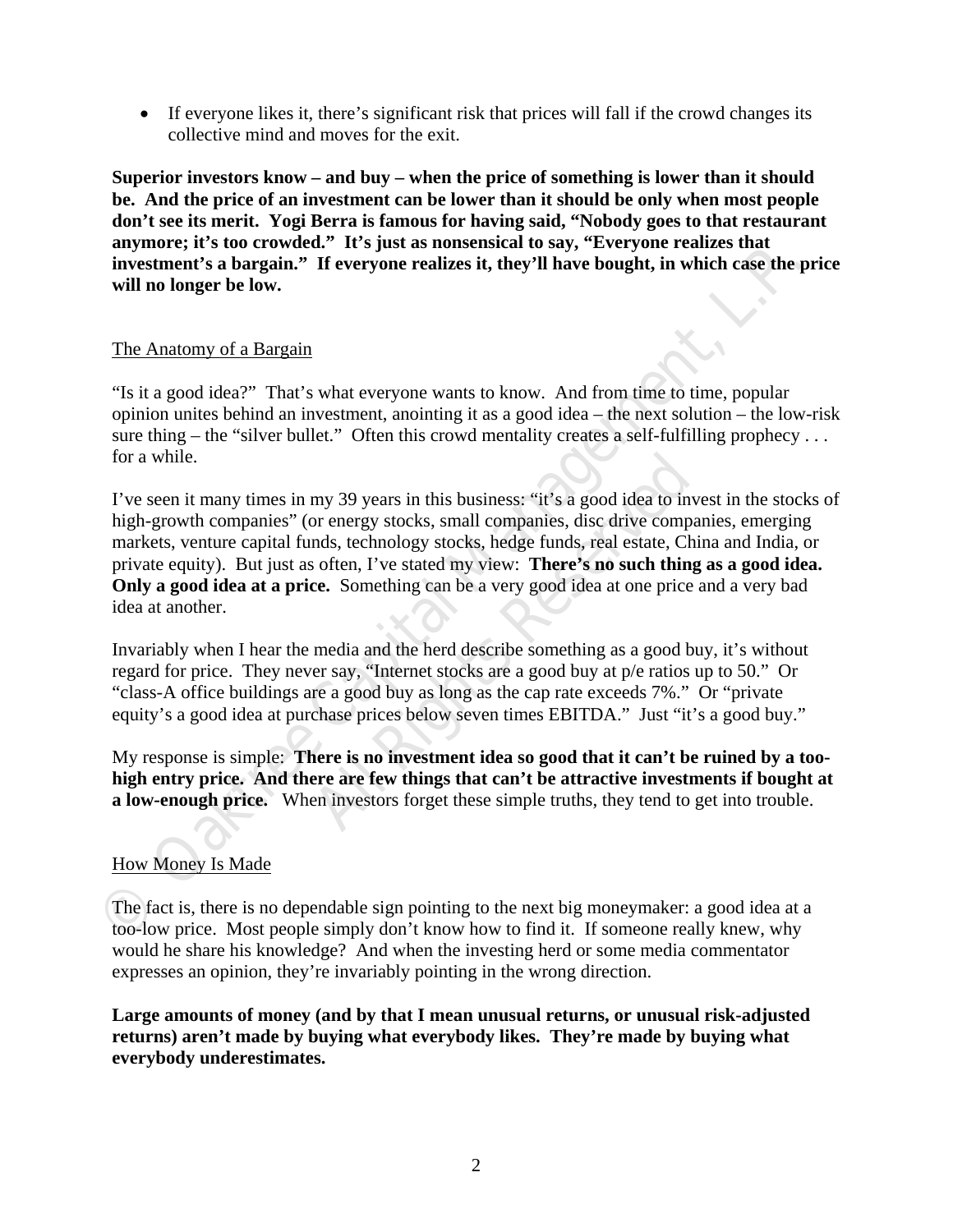- If everyone likes it, there's significant risk that prices will fall if the crowd changes its collective mind and moves for the exit.

**Superior investors know – and buy – when the price of something is lower than it should be. And the price of an investment can be lower than it should be only when most people don't see its merit. Yogi Berra is famous for having said, "Nobody goes to that restaurant anymore; it's too crowded." It's just as nonsensical to say, "Everyone realizes that investment's a bargain." If everyone realizes it, they'll have bought, in which case the price will no longer be low.**

## The Anatomy of a Bargain

"Is it a good idea?" That's what everyone wants to know. And from time to time, popular opinion unites behind an investment, anointing it as a good idea – the next solution – the low-risk sure thing – the "silver bullet." Often this crowd mentality creates a self-fulfilling prophecy . . . for a while.

I've seen it many times in my 39 years in this business: "it's a good idea to invest in the stocks of high-growth companies" (or energy stocks, small companies, disc drive companies, emerging markets, venture capital funds, technology stocks, hedge funds, real estate, China and India, or private equity). But just as often, I've stated my view: **There's no such thing as a good idea. Only a good idea at a price.** Something can be a very good idea at one price and a very bad idea at another.

Invariably when I hear the media and the herd describe something as a good buy, it's without regard for price. They never say, "Internet stocks are a good buy at p/e ratios up to 50." Or "class-A office buildings are a good buy as long as the cap rate exceeds 7%." Or "private equity's a good idea at purchase prices below seven times EBITDA." Just "it's a good buy."

My response is simple: **There is no investment idea so good that it can't be ruined by a too-high entry price. And there are few things that can't be attractive investments if bought at a low-enough price.** When investors forget these simple truths, they tend to get into trouble.

## How Money Is Made

The fact is, there is no dependable sign pointing to the next big moneymaker: a good idea at a too-low price. Most people simply don't know how to find it. If someone really knew, why would he share his knowledge? And when the investing herd or some media commentator expresses an opinion, they're invariably pointing in the wrong direction.

**Large amounts of money (and by that I mean unusual returns, or unusual risk-adjusted returns) aren't made by buying what everybody likes. They're made by buying what everybody underestimates.**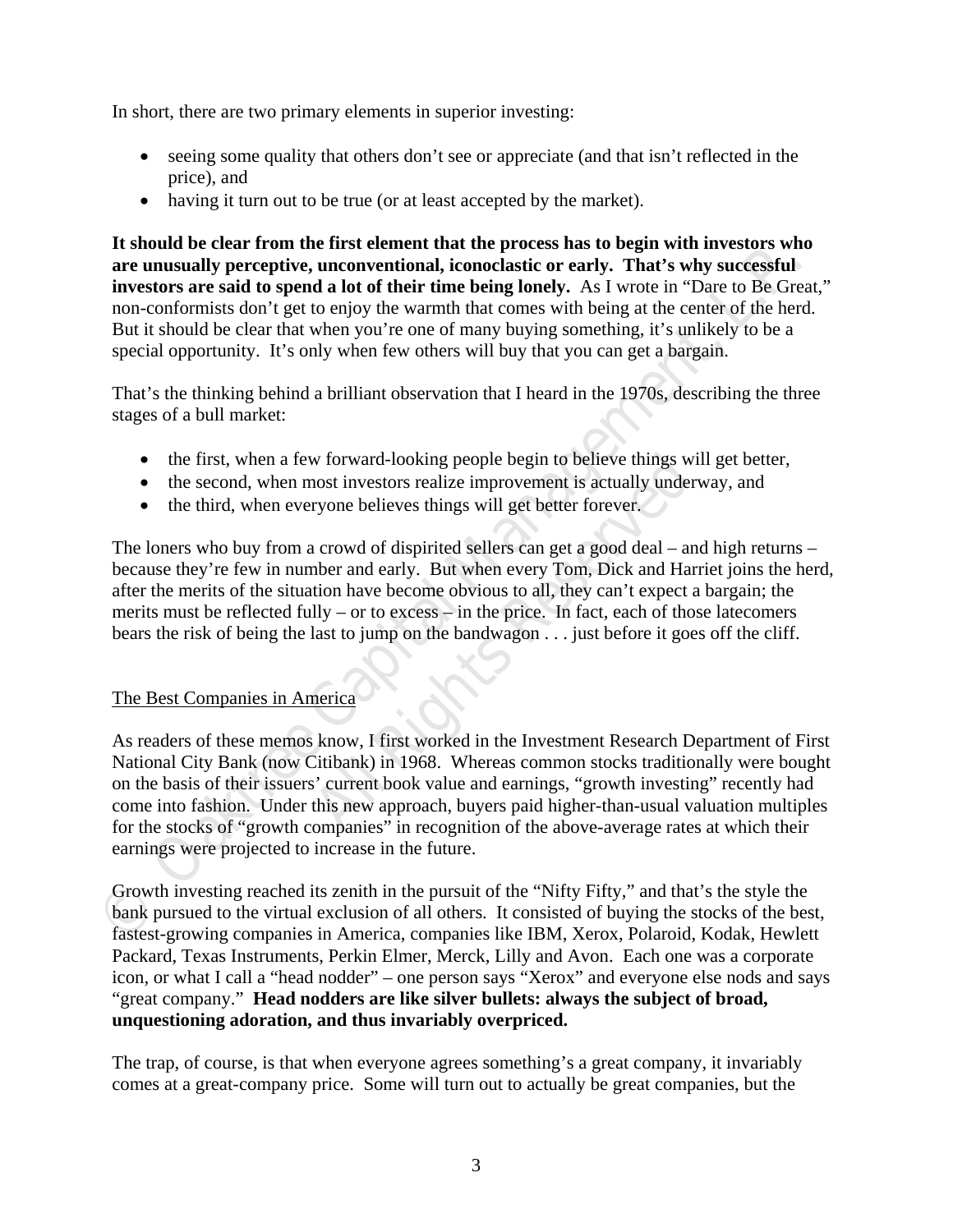In short, there are two primary elements in superior investing:

- seeing some quality that others don't see or appreciate (and that isn't reflected in the price), and
- having it turn out to be true (or at least accepted by the market).

**It should be clear from the first element that the process has to begin with investors who are unusually perceptive, unconventional, iconoclastic or early. That's why successful investors are said to spend a lot of their time being lonely.** As I wrote in "Dare to Be Great," non-conformists don't get to enjoy the warmth that comes with being at the center of the herd. But it should be clear that when you're one of many buying something, it's unlikely to be a special opportunity. It's only when few others will buy that you can get a bargain.

That's the thinking behind a brilliant observation that I heard in the 1970s, describing the three stages of a bull market:

- the first, when a few forward-looking people begin to believe things will get better,
- the second, when most investors realize improvement is actually underway, and
- the third, when everyone believes things will get better forever.

The loners who buy from a crowd of dispirited sellers can get a good deal – and high returns – because they're few in number and early. But when every Tom, Dick and Harriet joins the herd, after the merits of the situation have become obvious to all, they can't expect a bargain; the merits must be reflected fully – or to excess – in the price. In fact, each of those latecomers bears the risk of being the last to jump on the bandwagon . . . just before it goes off the cliff.

## The Best Companies in America

As readers of these memos know, I first worked in the Investment Research Department of First National City Bank (now Citibank) in 1968. Whereas common stocks traditionally were bought on the basis of their issuers' current book value and earnings, "growth investing" recently had come into fashion. Under this new approach, buyers paid higher-than-usual valuation multiples for the stocks of "growth companies" in recognition of the above-average rates at which their earnings were projected to increase in the future.

Growth investing reached its zenith in the pursuit of the "Nifty Fifty," and that's the style the bank pursued to the virtual exclusion of all others. It consisted of buying the stocks of the best, fastest-growing companies in America, companies like IBM, Xerox, Polaroid, Kodak, Hewlett Packard, Texas Instruments, Perkin Elmer, Merck, Lilly and Avon. Each one was a corporate icon, or what I call a "head nodder" – one person says "Xerox" and everyone else nods and says "great company." **Head nodders are like silver bullets: always the subject of broad, unquestioning adoration, and thus invariably overpriced.**

The trap, of course, is that when everyone agrees something's a great company, it invariably comes at a great-company price. Some will turn out to actually be great companies, but the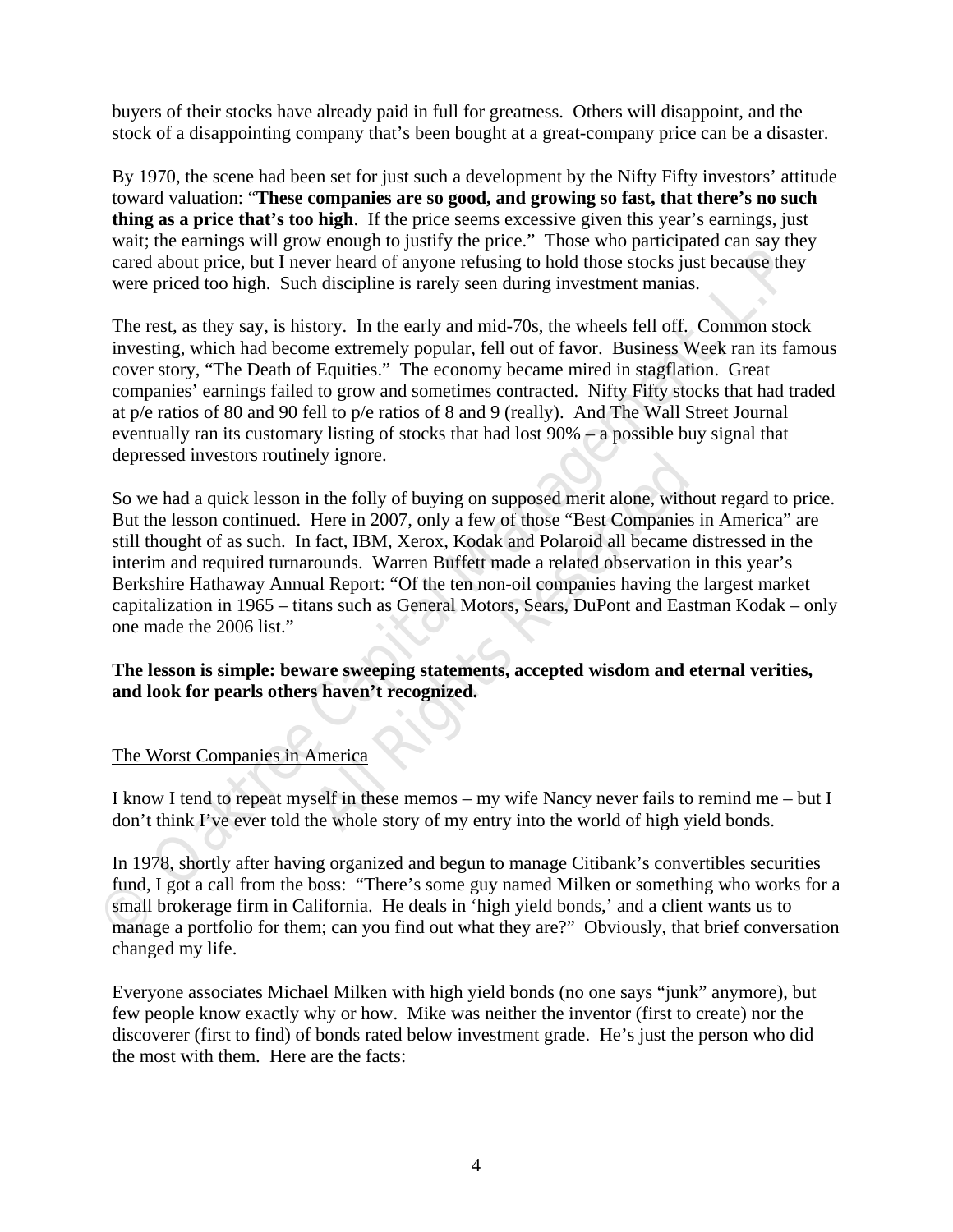buyers of their stocks have already paid in full for greatness. Others will disappoint, and the stock of a disappointing company that's been bought at a great-company price can be a disaster.

By 1970, the scene had been set for just such a development by the Nifty Fifty investors' attitude toward valuation: "**These companies are so good, and growing so fast, that there's no such thing as a price that's too high**. If the price seems excessive given this year's earnings, just wait; the earnings will grow enough to justify the price." Those who participated can say they cared about price, but I never heard of anyone refusing to hold those stocks just because they were priced too high. Such discipline is rarely seen during investment manias.

The rest, as they say, is history. In the early and mid-70s, the wheels fell off. Common stock investing, which had become extremely popular, fell out of favor. Business Week ran its famous cover story, "The Death of Equities." The economy became mired in stagflation. Great companies' earnings failed to grow and sometimes contracted. Nifty Fifty stocks that had traded at p/e ratios of 80 and 90 fell to p/e ratios of 8 and 9 (really). And The Wall Street Journal eventually ran its customary listing of stocks that had lost 90% – a possible buy signal that depressed investors routinely ignore.

So we had a quick lesson in the folly of buying on supposed merit alone, without regard to price. But the lesson continued. Here in 2007, only a few of those "Best Companies in America" are still thought of as such. In fact, IBM, Xerox, Kodak and Polaroid all became distressed in the interim and required turnarounds. Warren Buffett made a related observation in this year's Berkshire Hathaway Annual Report: "Of the ten non-oil companies having the largest market capitalization in 1965 – titans such as General Motors, Sears, DuPont and Eastman Kodak – only one made the 2006 list."

**The lesson is simple: beware sweeping statements, accepted wisdom and eternal verities, and look for pearls others haven't recognized.**

## The Worst Companies in America

I know I tend to repeat myself in these memos – my wife Nancy never fails to remind me – but I don't think I've ever told the whole story of my entry into the world of high yield bonds.

In 1978, shortly after having organized and begun to manage Citibank's convertibles securities fund, I got a call from the boss: "There's some guy named Milken or something who works for a small brokerage firm in California. He deals in 'high yield bonds,' and a client wants us to manage a portfolio for them; can you find out what they are?" Obviously, that brief conversation changed my life.

Everyone associates Michael Milken with high yield bonds (no one says "junk" anymore), but few people know exactly why or how. Mike was neither the inventor (first to create) nor the discoverer (first to find) of bonds rated below investment grade. He's just the person who did the most with them. Here are the facts: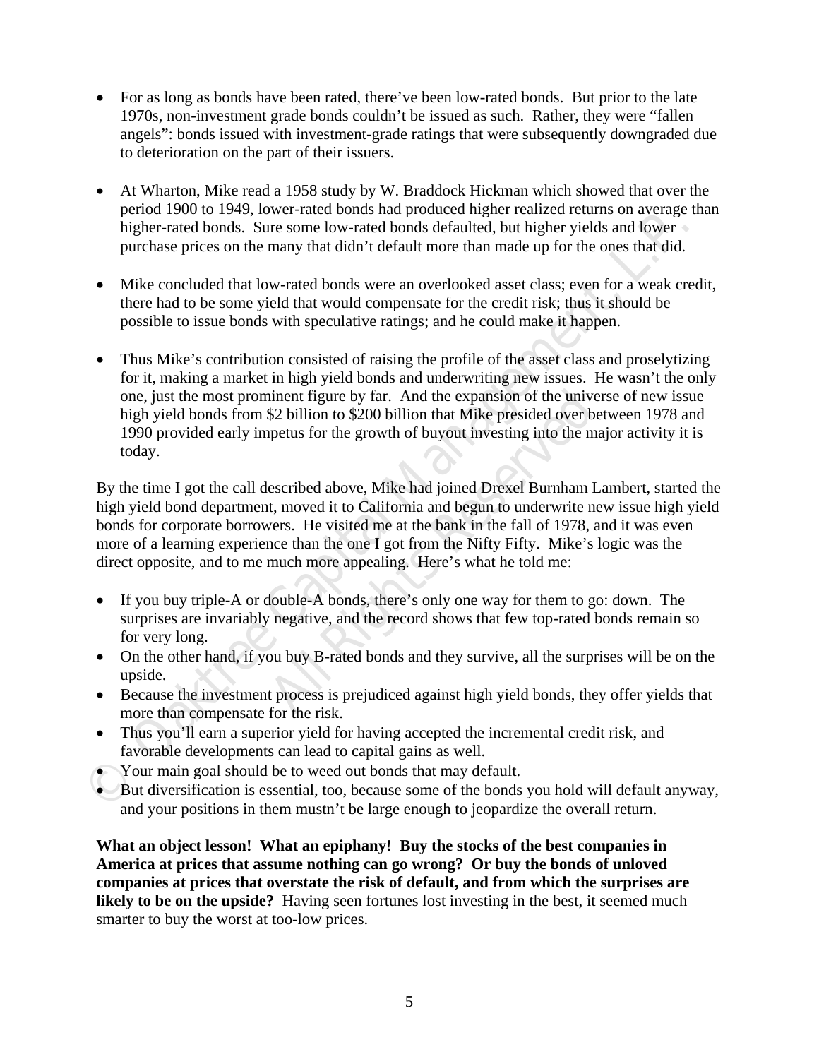- For as long as bonds have been rated, there've been low-rated bonds. But prior to the late 1970s, non-investment grade bonds couldn't be issued as such. Rather, they were "fallen angels": bonds issued with investment-grade ratings that were subsequently downgraded due to deterioration on the part of their issuers.

- At Wharton, Mike read a 1958 study by W. Braddock Hickman which showed that over the period 1900 to 1949, lower-rated bonds had produced higher realized returns on average than higher-rated bonds. Sure some low-rated bonds defaulted, but higher yields and lower purchase prices on the many that didn't default more than made up for the ones that did.

- Mike concluded that low-rated bonds were an overlooked asset class; even for a weak credit, there had to be some yield that would compensate for the credit risk; thus it should be possible to issue bonds with speculative ratings; and he could make it happen.

- Thus Mike's contribution consisted of raising the profile of the asset class and proselytizing for it, making a market in high yield bonds and underwriting new issues. He wasn't the only one, just the most prominent figure by far. And the expansion of the universe of new issue high yield bonds from $2 billion to $200 billion that Mike presided over between 1978 and 1990 provided early impetus for the growth of buyout investing into the major activity it is today.

By the time I got the call described above, Mike had joined Drexel Burnham Lambert, started the high yield bond department, moved it to California and begun to underwrite new issue high yield bonds for corporate borrowers. He visited me at the bank in the fall of 1978, and it was even more of a learning experience than the one I got from the Nifty Fifty. Mike's logic was the direct opposite, and to me much more appealing. Here's what he told me:

- If you buy triple-A or double-A bonds, there's only one way for them to go: down. The surprises are invariably negative, and the record shows that few top-rated bonds remain so for very long.
- On the other hand, if you buy B-rated bonds and they survive, all the surprises will be on the upside.
- Because the investment process is prejudiced against high yield bonds, they offer yields that more than compensate for the risk.
- Thus you'll earn a superior yield for having accepted the incremental credit risk, and favorable developments can lead to capital gains as well.
- Your main goal should be to weed out bonds that may default.
- But diversification is essential, too, because some of the bonds you hold will default anyway, and your positions in them mustn't be large enough to jeopardize the overall return.

**What an object lesson! What an epiphany! Buy the stocks of the best companies in America at prices that assume nothing can go wrong? Or buy the bonds of unloved companies at prices that overstate the risk of default, and from which the surprises are likely to be on the upside?** Having seen fortunes lost investing in the best, it seemed much smarter to buy the worst at too-low prices.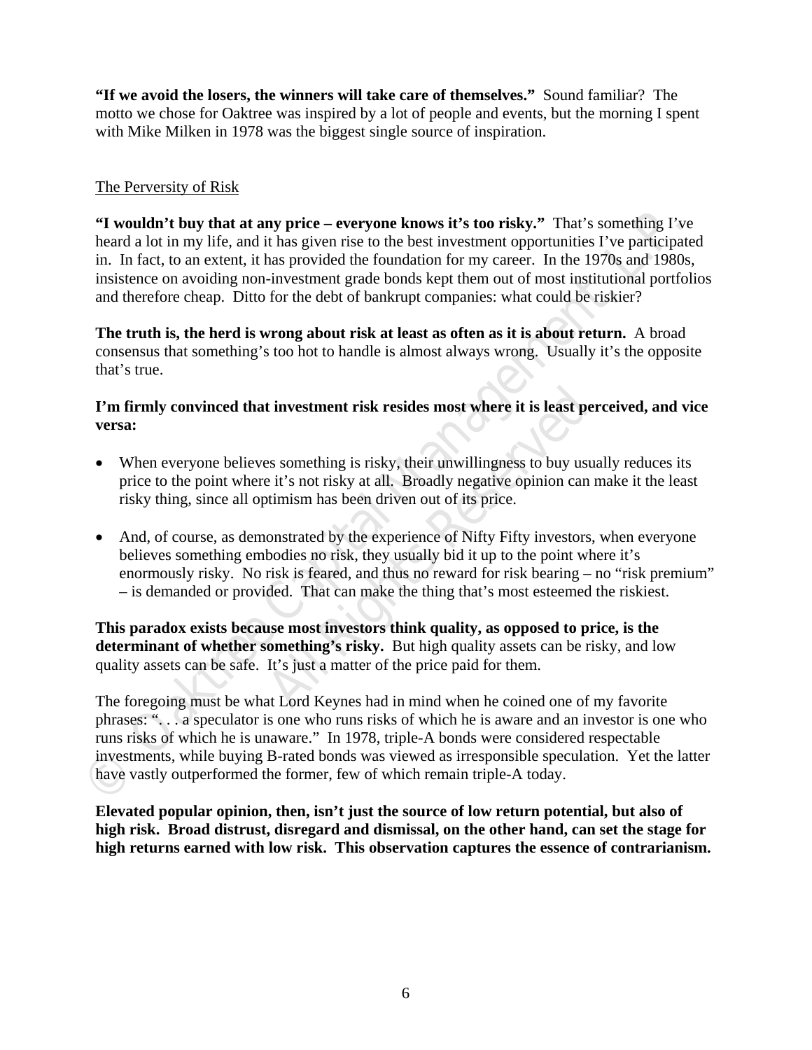**"If we avoid the losers, the winners will take care of themselves."** Sound familiar? The motto we chose for Oaktree was inspired by a lot of people and events, but the morning I spent with Mike Milken in 1978 was the biggest single source of inspiration.

<u>The Perversity of Risk</u>

**"I wouldn't buy that at any price – everyone knows it's too risky."** That's something I've heard a lot in my life, and it has given rise to the best investment opportunities I've participated in. In fact, to an extent, it has provided the foundation for my career. In the 1970s and 1980s, insistence on avoiding non-investment grade bonds kept them out of most institutional portfolios and therefore cheap. Ditto for the debt of bankrupt companies: what could be riskier?

**The truth is, the herd is wrong about risk at least as often as it is about return.** A broad consensus that something's too hot to handle is almost always wrong. Usually it's the opposite that's true.

**I'm firmly convinced that investment risk resides most where it is least perceived, and vice versa:**

- When everyone believes something is risky, their unwillingness to buy usually reduces its price to the point where it's not risky at all. Broadly negative opinion can make it the least risky thing, since all optimism has been driven out of its price.

- And, of course, as demonstrated by the experience of Nifty Fifty investors, when everyone believes something embodies no risk, they usually bid it up to the point where it's enormously risky. No risk is feared, and thus no reward for risk bearing – no "risk premium" – is demanded or provided. That can make the thing that's most esteemed the riskiest.

**This paradox exists because most investors think quality, as opposed to price, is the determinant of whether something's risky.** But high quality assets can be risky, and low quality assets can be safe. It's just a matter of the price paid for them.

The foregoing must be what Lord Keynes had in mind when he coined one of my favorite phrases: ". . . a speculator is one who runs risks of which he is aware and an investor is one who runs risks of which he is unaware." In 1978, triple-A bonds were considered respectable investments, while buying B-rated bonds was viewed as irresponsible speculation. Yet the latter have vastly outperformed the former, few of which remain triple-A today.

**Elevated popular opinion, then, isn't just the source of low return potential, but also of high risk. Broad distrust, disregard and dismissal, on the other hand, can set the stage for high returns earned with low risk. This observation captures the essence of contrarianism.**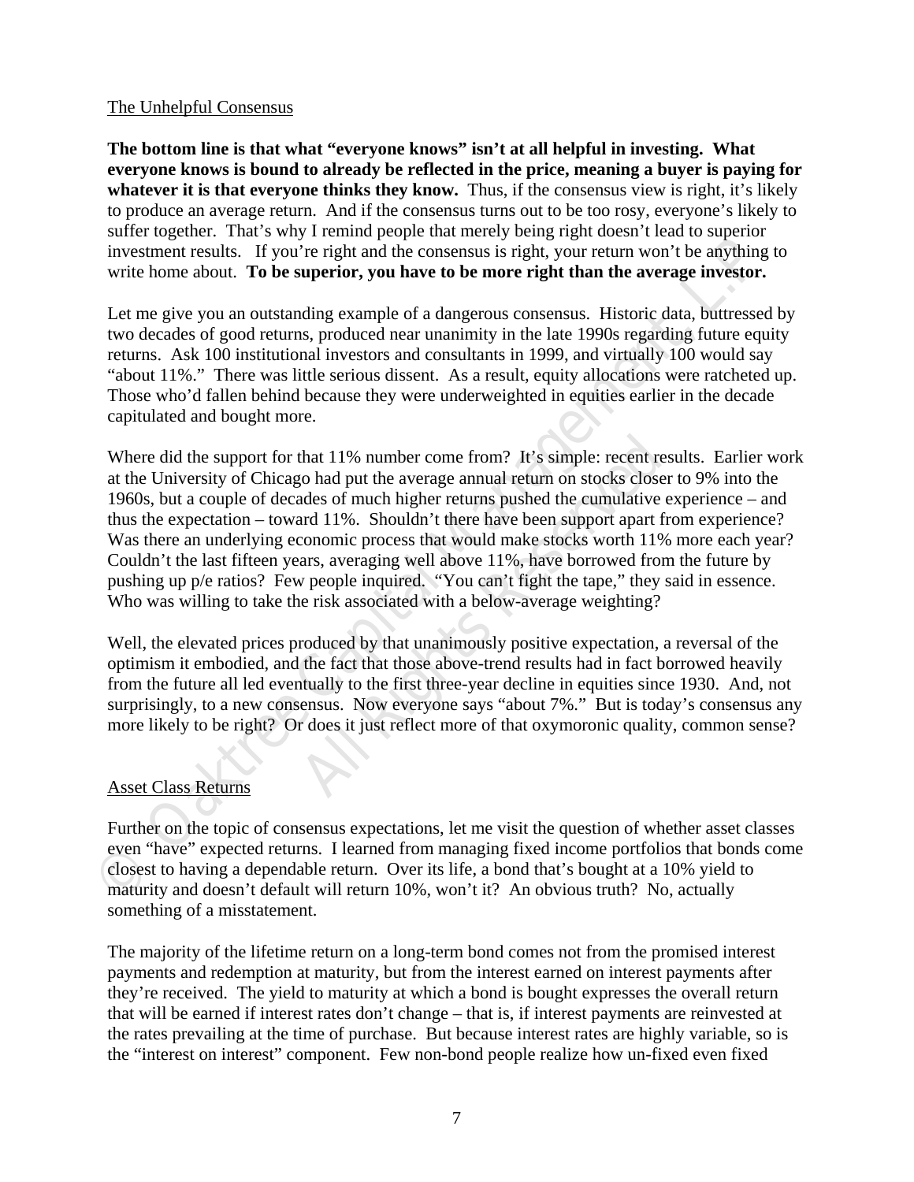The Unhelpful Consensus

**The bottom line is that what "everyone knows" isn't at all helpful in investing. What everyone knows is bound to already be reflected in the price, meaning a buyer is paying for whatever it is that everyone thinks they know.** Thus, if the consensus view is right, it's likely to produce an average return. And if the consensus turns out to be too rosy, everyone's likely to suffer together. That's why I remind people that merely being right doesn't lead to superior investment results. If you're right and the consensus is right, your return won't be anything to write home about. **To be superior, you have to be more right than the average investor.**

Let me give you an outstanding example of a dangerous consensus. Historic data, buttressed by two decades of good returns, produced near unanimity in the late 1990s regarding future equity returns. Ask 100 institutional investors and consultants in 1999, and virtually 100 would say "about 11%." There was little serious dissent. As a result, equity allocations were ratcheted up. Those who'd fallen behind because they were underweighted in equities earlier in the decade capitulated and bought more.

Where did the support for that 11% number come from? It's simple: recent results. Earlier work at the University of Chicago had put the average annual return on stocks closer to 9% into the 1960s, but a couple of decades of much higher returns pushed the cumulative experience – and thus the expectation – toward 11%. Shouldn't there have been support apart from experience? Was there an underlying economic process that would make stocks worth 11% more each year? Couldn't the last fifteen years, averaging well above 11%, have borrowed from the future by pushing up p/e ratios? Few people inquired. "You can't fight the tape," they said in essence. Who was willing to take the risk associated with a below-average weighting?

Well, the elevated prices produced by that unanimously positive expectation, a reversal of the optimism it embodied, and the fact that those above-trend results had in fact borrowed heavily from the future all led eventually to the first three-year decline in equities since 1930. And, not surprisingly, to a new consensus. Now everyone says "about 7%." But is today's consensus any more likely to be right? Or does it just reflect more of that oxymoronic quality, common sense?

Asset Class Returns

Further on the topic of consensus expectations, let me visit the question of whether asset classes even "have" expected returns. I learned from managing fixed income portfolios that bonds come closest to having a dependable return. Over its life, a bond that's bought at a 10% yield to maturity and doesn't default will return 10%, won't it? An obvious truth? No, actually something of a misstatement.

The majority of the lifetime return on a long-term bond comes not from the promised interest payments and redemption at maturity, but from the interest earned on interest payments after they're received. The yield to maturity at which a bond is bought expresses the overall return that will be earned if interest rates don't change – that is, if interest payments are reinvested at the rates prevailing at the time of purchase. But because interest rates are highly variable, so is the "interest on interest" component. Few non-bond people realize how un-fixed even fixed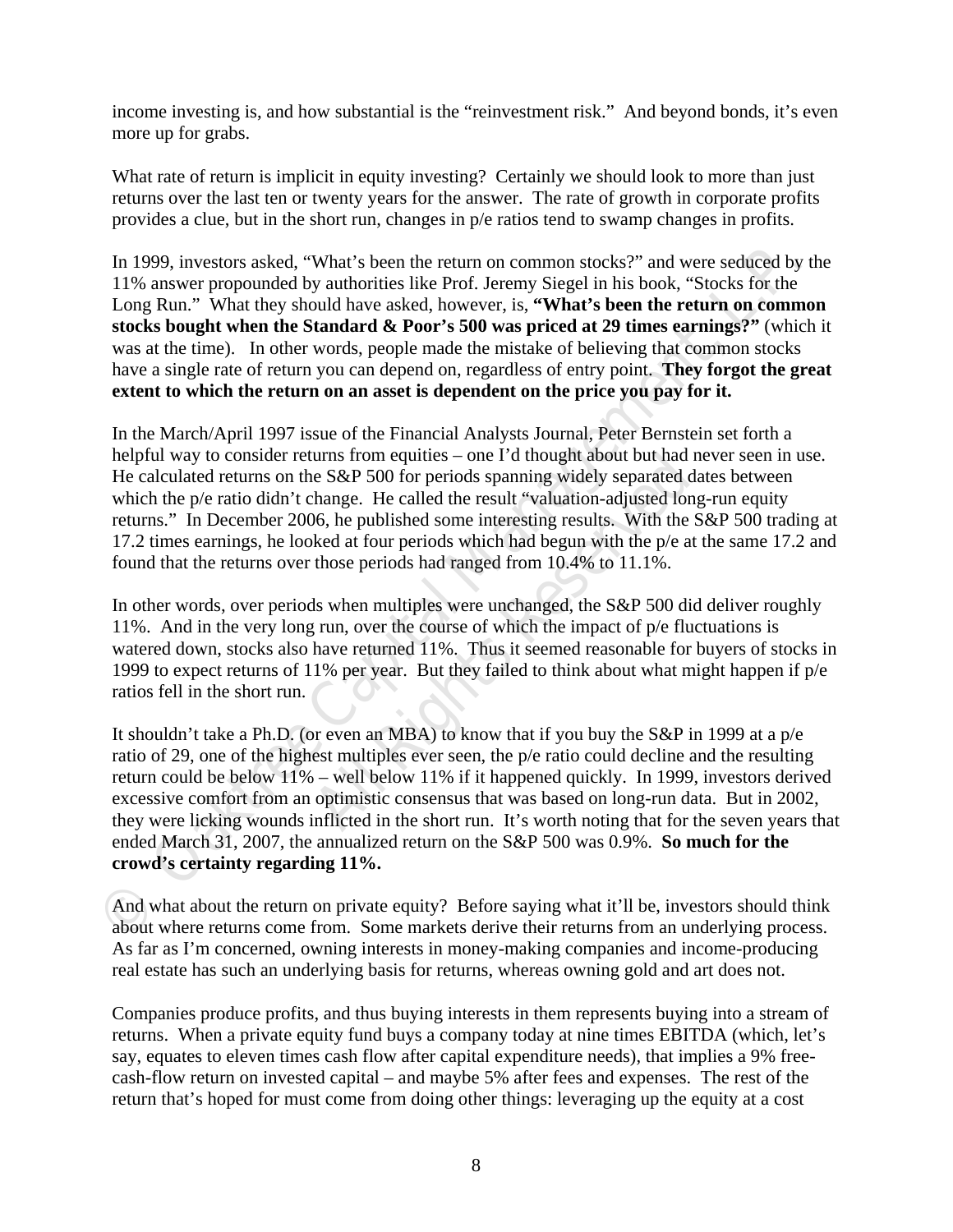income investing is, and how substantial is the "reinvestment risk." And beyond bonds, it's even more up for grabs.

What rate of return is implicit in equity investing? Certainly we should look to more than just returns over the last ten or twenty years for the answer. The rate of growth in corporate profits provides a clue, but in the short run, changes in p/e ratios tend to swamp changes in profits.

In 1999, investors asked, "What's been the return on common stocks?" and were seduced by the 11% answer propounded by authorities like Prof. Jeremy Siegel in his book, "Stocks for the Long Run." What they should have asked, however, is, **"What's been the return on common stocks bought when the Standard & Poor's 500 was priced at 29 times earnings?"** (which it was at the time). In other words, people made the mistake of believing that common stocks have a single rate of return you can depend on, regardless of entry point. **They forgot the great extent to which the return on an asset is dependent on the price you pay for it.**

In the March/April 1997 issue of the Financial Analysts Journal, Peter Bernstein set forth a helpful way to consider returns from equities – one I'd thought about but had never seen in use. He calculated returns on the S&P 500 for periods spanning widely separated dates between which the p/e ratio didn't change. He called the result "valuation-adjusted long-run equity returns." In December 2006, he published some interesting results. With the S&P 500 trading at 17.2 times earnings, he looked at four periods which had begun with the p/e at the same 17.2 and found that the returns over those periods had ranged from 10.4% to 11.1%.

In other words, over periods when multiples were unchanged, the S&P 500 did deliver roughly 11%. And in the very long run, over the course of which the impact of p/e fluctuations is watered down, stocks also have returned 11%. Thus it seemed reasonable for buyers of stocks in 1999 to expect returns of 11% per year. But they failed to think about what might happen if p/e ratios fell in the short run.

It shouldn't take a Ph.D. (or even an MBA) to know that if you buy the S&P in 1999 at a p/e ratio of 29, one of the highest multiples ever seen, the p/e ratio could decline and the resulting return could be below 11% – well below 11% if it happened quickly. In 1999, investors derived excessive comfort from an optimistic consensus that was based on long-run data. But in 2002, they were licking wounds inflicted in the short run. It's worth noting that for the seven years that ended March 31, 2007, the annualized return on the S&P 500 was 0.9%. **So much for the crowd's certainty regarding 11%.**

And what about the return on private equity? Before saying what it'll be, investors should think about where returns come from. Some markets derive their returns from an underlying process. As far as I'm concerned, owning interests in money-making companies and income-producing real estate has such an underlying basis for returns, whereas owning gold and art does not.

Companies produce profits, and thus buying interests in them represents buying into a stream of returns. When a private equity fund buys a company today at nine times EBITDA (which, let's say, equates to eleven times cash flow after capital expenditure needs), that implies a 9% free-cash-flow return on invested capital – and maybe 5% after fees and expenses. The rest of the return that's hoped for must come from doing other things: leveraging up the equity at a cost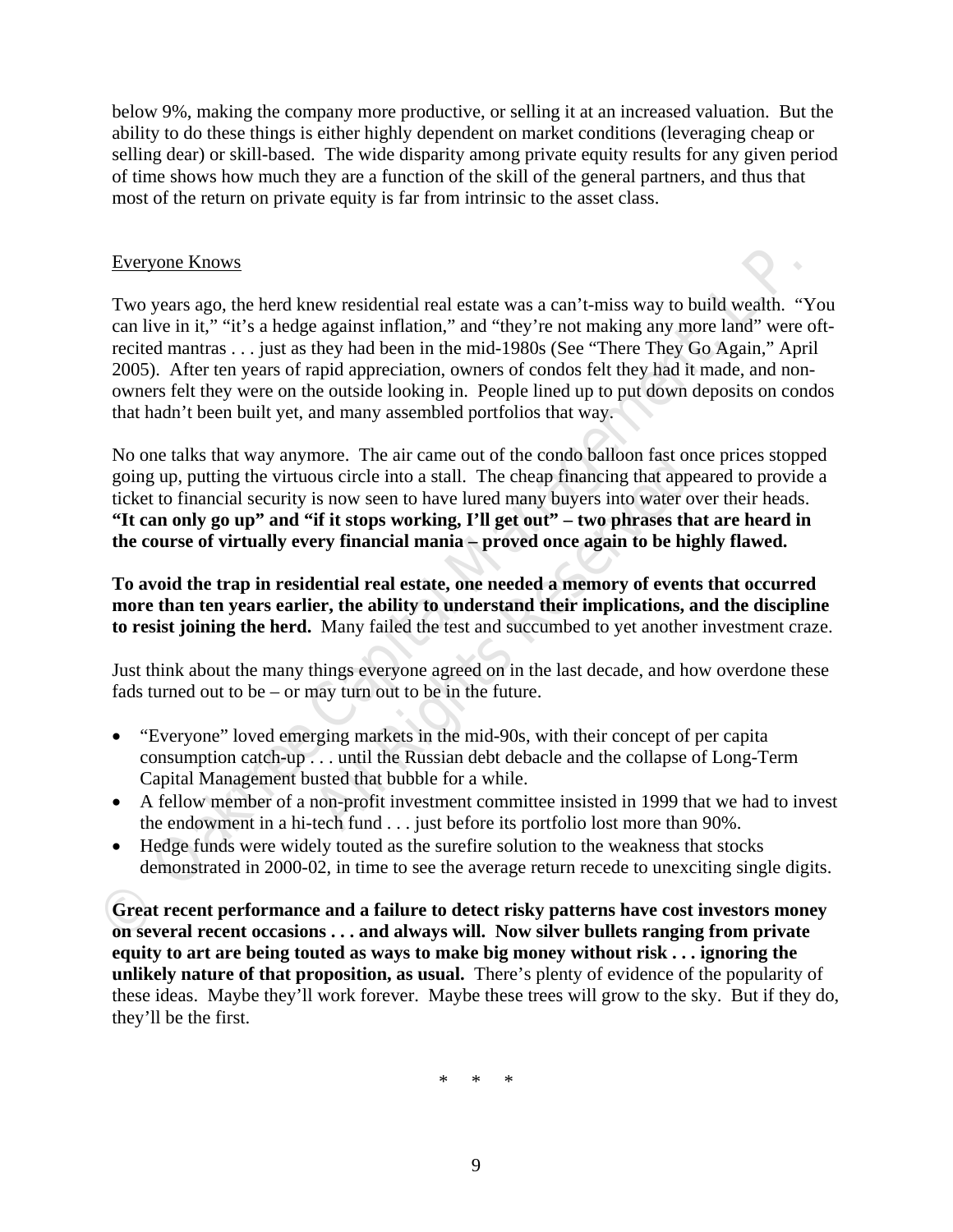below 9%, making the company more productive, or selling it at an increased valuation. But the ability to do these things is either highly dependent on market conditions (leveraging cheap or selling dear) or skill-based. The wide disparity among private equity results for any given period of time shows how much they are a function of the skill of the general partners, and thus that most of the return on private equity is far from intrinsic to the asset class.

## Everyone Knows

Two years ago, the herd knew residential real estate was a can't-miss way to build wealth. "You can live in it," "it's a hedge against inflation," and "they're not making any more land" were oft-recited mantras . . . just as they had been in the mid-1980s (See "There They Go Again," April 2005). After ten years of rapid appreciation, owners of condos felt they had it made, and non-owners felt they were on the outside looking in. People lined up to put down deposits on condos that hadn't been built yet, and many assembled portfolios that way.

No one talks that way anymore. The air came out of the condo balloon fast once prices stopped going up, putting the virtuous circle into a stall. The cheap financing that appeared to provide a ticket to financial security is now seen to have lured many buyers into water over their heads. **"It can only go up" and "if it stops working, I'll get out" – two phrases that are heard in the course of virtually every financial mania – proved once again to be highly flawed.**

**To avoid the trap in residential real estate, one needed a memory of events that occurred more than ten years earlier, the ability to understand their implications, and the discipline to resist joining the herd.** Many failed the test and succumbed to yet another investment craze.

Just think about the many things everyone agreed on in the last decade, and how overdone these fads turned out to be – or may turn out to be in the future.

- "Everyone" loved emerging markets in the mid-90s, with their concept of per capita consumption catch-up . . . until the Russian debt debacle and the collapse of Long-Term Capital Management busted that bubble for a while.
- A fellow member of a non-profit investment committee insisted in 1999 that we had to invest the endowment in a hi-tech fund . . . just before its portfolio lost more than 90%.
- Hedge funds were widely touted as the surefire solution to the weakness that stocks demonstrated in 2000-02, in time to see the average return recede to unexciting single digits.

**Great recent performance and a failure to detect risky patterns have cost investors money on several recent occasions . . . and always will. Now silver bullets ranging from private equity to art are being touted as ways to make big money without risk . . . ignoring the unlikely nature of that proposition, as usual.** There's plenty of evidence of the popularity of these ideas. Maybe they'll work forever. Maybe these trees will grow to the sky. But if they do, they'll be the first.

\* \* \*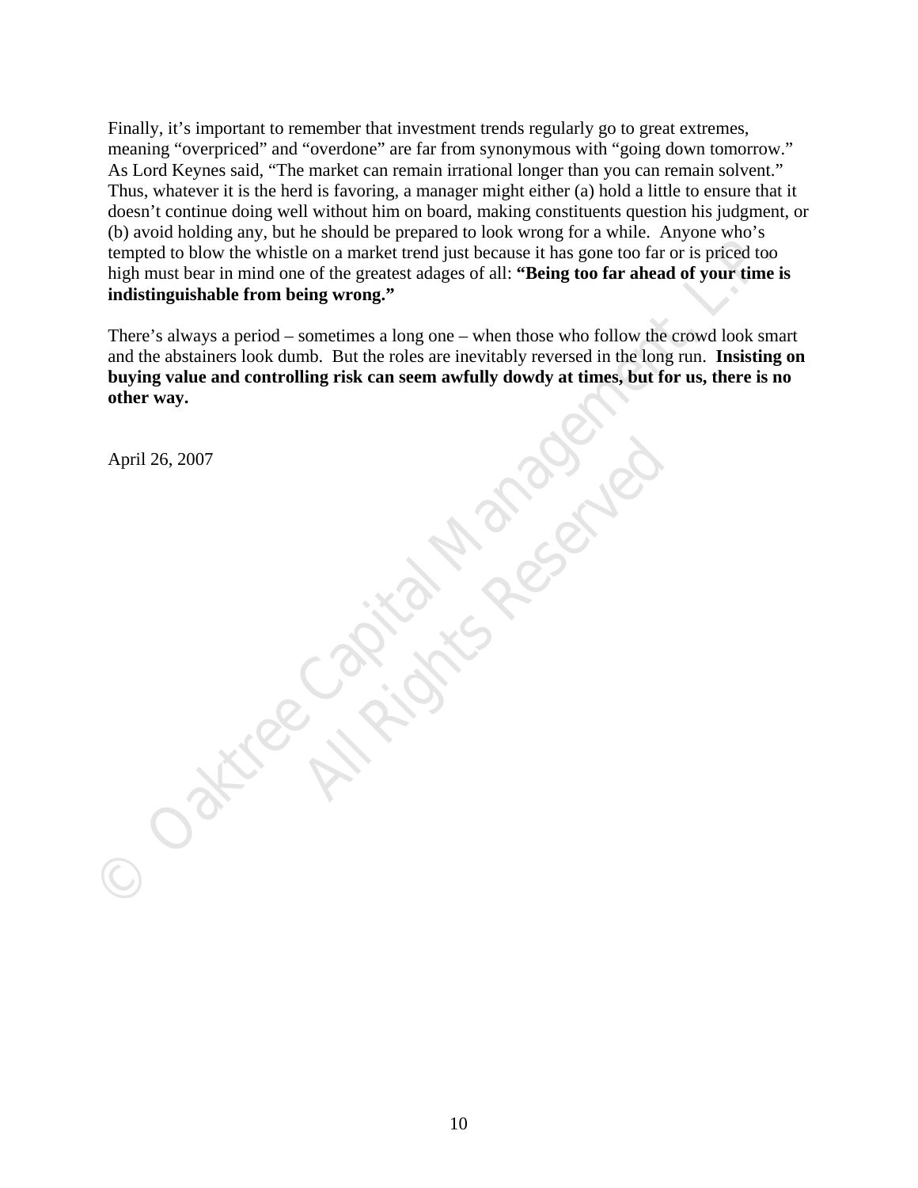Finally, it's important to remember that investment trends regularly go to great extremes, meaning "overpriced" and "overdone" are far from synonymous with "going down tomorrow." As Lord Keynes said, "The market can remain irrational longer than you can remain solvent." Thus, whatever it is the herd is favoring, a manager might either (a) hold a little to ensure that it doesn't continue doing well without him on board, making constituents question his judgment, or (b) avoid holding any, but he should be prepared to look wrong for a while. Anyone who's tempted to blow the whistle on a market trend just because it has gone too far or is priced too high must bear in mind one of the greatest adages of all: **"Being too far ahead of your time is indistinguishable from being wrong."**

There's always a period – sometimes a long one – when those who follow the crowd look smart and the abstainers look dumb. But the roles are inevitably reversed in the long run. **Insisting on buying value and controlling risk can seem awfully dowdy at times, but for us, there is no other way.**

April 26, 2007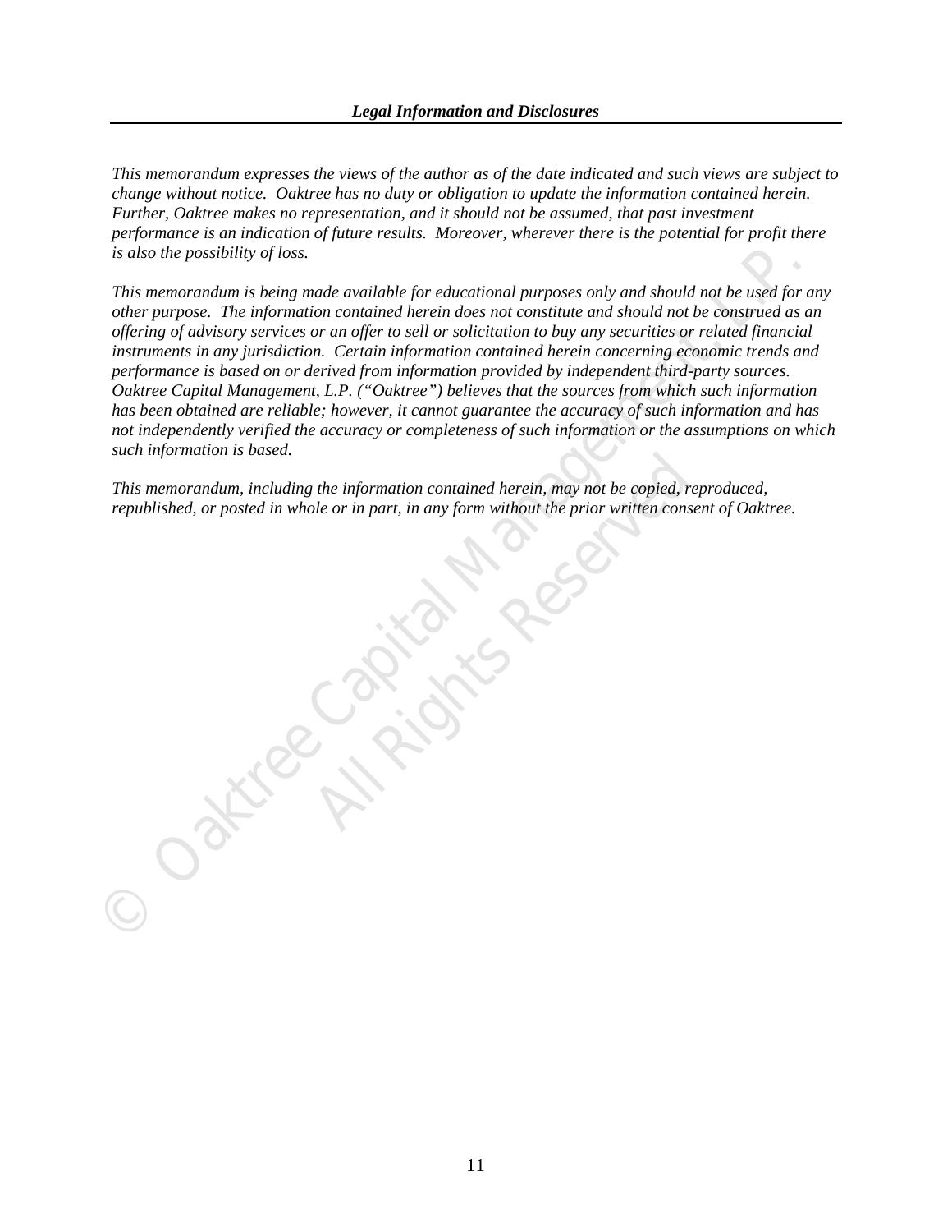## *Legal Information and Disclosures*

*This memorandum expresses the views of the author as of the date indicated and such views are subject to change without notice. Oaktree has no duty or obligation to update the information contained herein. Further, Oaktree makes no representation, and it should not be assumed, that past investment performance is an indication of future results. Moreover, wherever there is the potential for profit there is also the possibility of loss.*

*This memorandum is being made available for educational purposes only and should not be used for any other purpose. The information contained herein does not constitute and should not be construed as an offering of advisory services or an offer to sell or solicitation to buy any securities or related financial instruments in any jurisdiction. Certain information contained herein concerning economic trends and performance is based on or derived from information provided by independent third-party sources. Oaktree Capital Management, L.P. ("Oaktree") believes that the sources from which such information has been obtained are reliable; however, it cannot guarantee the accuracy of such information and has not independently verified the accuracy or completeness of such information or the assumptions on which such information is based.*

*This memorandum, including the information contained herein, may not be copied, reproduced, republished, or posted in whole or in part, in any form without the prior written consent of Oaktree.*